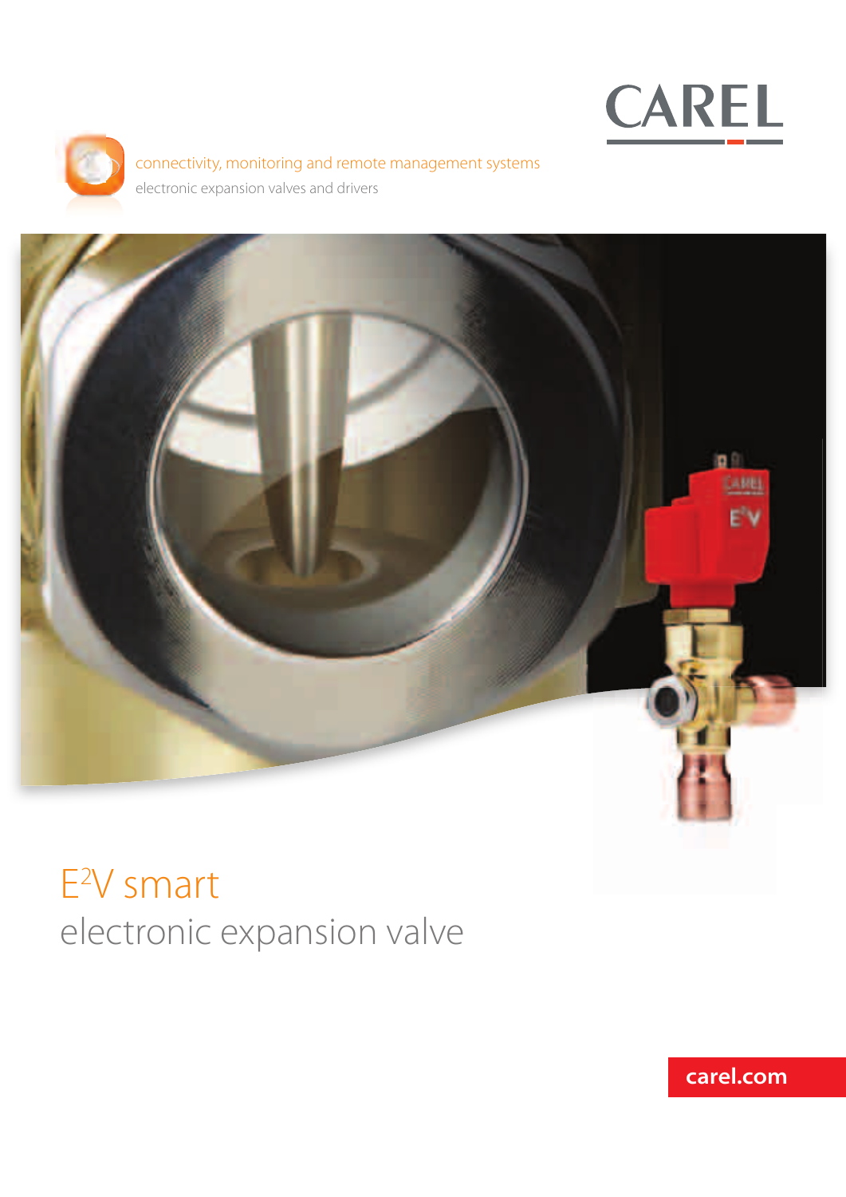CAREL

connectivity, monitoring and remote management systems

electronic expansion valves and drivers

# $E^2V$ smart

## electronic expansion valve

carel.com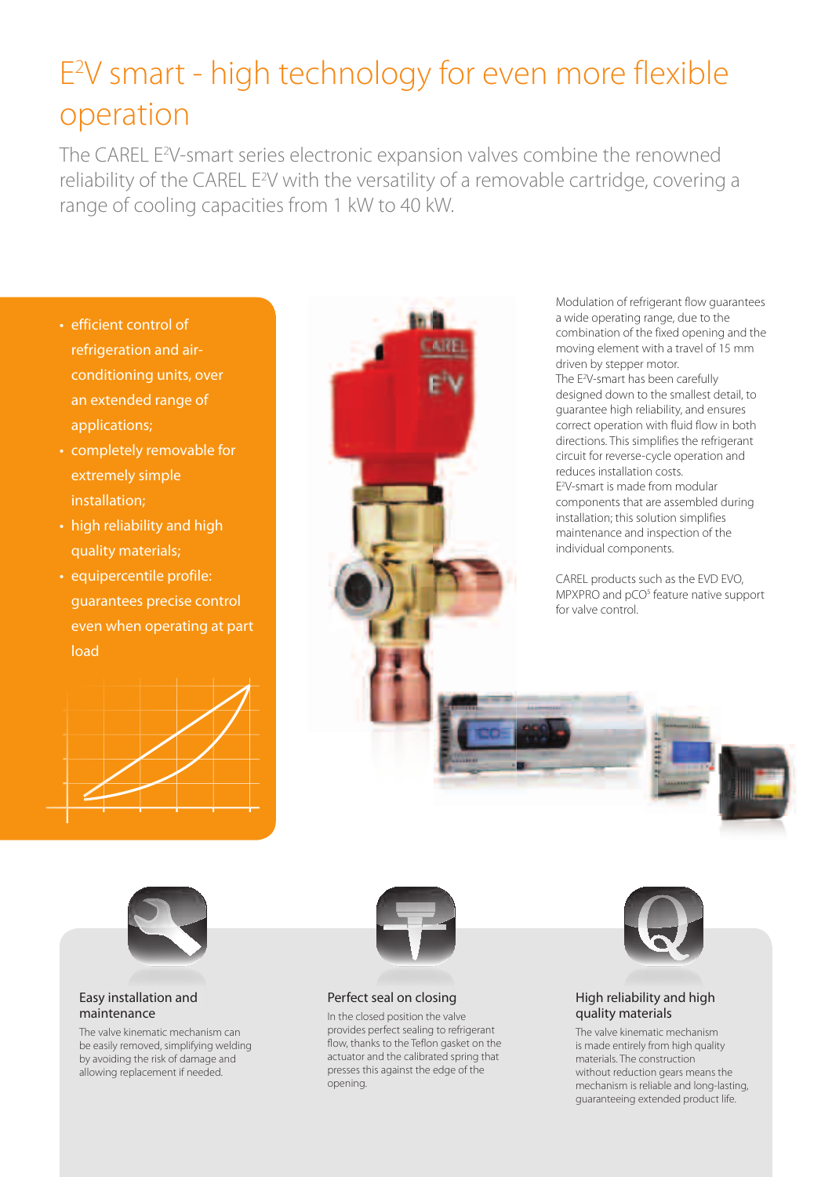# E$^2$V smart - high technology for even more flexible operation

The CAREL E$^2$V-smart series electronic expansion valves combine the renowned reliability of the CAREL E$^2$V with the versatility of a removable cartridge, covering a range of cooling capacities from 1 kW to 40 kW.

- efficient control of refrigeration and air-conditioning units, over an extended range of applications;
- completely removable for extremely simple installation;
- high reliability and high quality materials;
- equipercentile profile: guarantees precise control even when operating at part load

Modulation of refrigerant flow guarantees a wide operating range, due to the combination of the fixed opening and the moving element with a travel of 15 mm driven by stepper motor.
The E$^2$V-smart has been carefully designed down to the smallest detail, to guarantee high reliability, and ensures correct operation with fluid flow in both directions. This simplifies the refrigerant circuit for reverse-cycle operation and reduces installation costs.
E$^2$V-smart is made from modular components that are assembled during installation; this solution simplifies maintenance and inspection of the individual components.

CAREL products such as the EVD EVO, MPXPRO and pCO$^5$ feature native support for valve control.

### Easy installation and maintenance

The valve kinematic mechanism can be easily removed, simplifying welding by avoiding the risk of damage and allowing replacement if needed.

### Perfect seal on closing

In the closed position the valve provides perfect sealing to refrigerant flow, thanks to the Teflon gasket on the actuator and the calibrated spring that presses this against the edge of the opening.

### High reliability and high quality materials

The valve kinematic mechanism is made entirely from high quality materials. The construction without reduction gears means the mechanism is reliable and long-lasting, guaranteeing extended product life.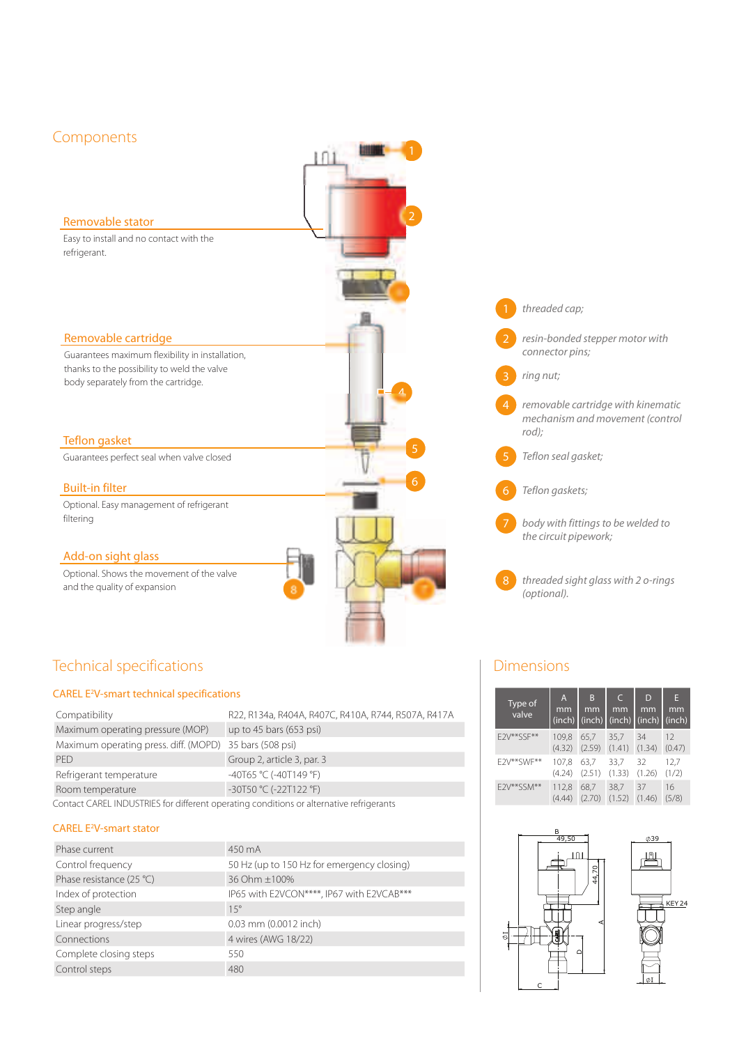## Components

### Removable stator

Easy to install and no contact with the refrigerant.

### Removable cartridge

Guarantees maximum flexibility in installation, thanks to the possibility to weld the valve body separately from the cartridge.

### Teflon gasket

Guarantees perfect seal when valve closed

### Built-in filter

Optional. Easy management of refrigerant filtering

### Add-on sight glass

Optional. Shows the movement of the valve and the quality of expansion

1. *threaded cap;*
2. *resin-bonded stepper motor with connector pins;*
3. *ring nut;*
4. *removable cartridge with kinematic mechanism and movement (control rod);*
5. *Teflon seal gasket;*
6. *Teflon gaskets;*
7. *body with fittings to be welded to the circuit pipework;*
8. *threaded sight glass with 2 o-rings (optional).*

## Technical specifications

### CAREL E²V-smart technical specifications

| | |
|---|---|
| Compatibility | R22, R134a, R404A, R407C, R410A, R744, R507A, R417A |
| Maximum operating pressure (MOP) | up to 45 bars (653 psi) |
| Maximum operating press. diff. (MOPD) | 35 bars (508 psi) |
| PED | Group 2, article 3, par. 3 |
| Refrigerant temperature | -40T65 °C (-40T149 °F) |
| Room temperature | -30T50 °C (-22T122 °F) |

Contact CAREL INDUSTRIES for different operating conditions or alternative refrigerants

### CAREL E²V-smart stator

| | |
|---|---|
| Phase current | 450 mA |
| Control frequency | 50 Hz (up to 150 Hz for emergency closing) |
| Phase resistance (25 °C) | 36 Ohm ±100% |
| Index of protection | IP65 with E2VCON****, IP67 with E2VCAB*** |
| Step angle | 15° |
| Linear progress/step | 0.03 mm (0.0012 inch) |
| Connections | 4 wires (AWG 18/22) |
| Complete closing steps | 550 |
| Control steps | 480 |

## Dimensions

| Type of valve | A mm (inch) | B mm (inch) | C mm (inch) | D mm (inch) | E mm (inch) |
|---|---|---|---|---|---|
| E2V**SSF** | 109,8 (4.32) | 65,7 (2.59) | 35,7 (1.41) | 34 (1.34) | 12 (0.47) |
| E2V**SWF** | 107,8 (4.24) | 63,7 (2.51) | 33,7 (1.33) | 32 (1.26) | 12,7 (1/2) |
| E2V**SSM** | 112,8 (4.44) | 68,7 (2.70) | 38,7 (1.52) | 37 (1.46) | 16 (5/8) |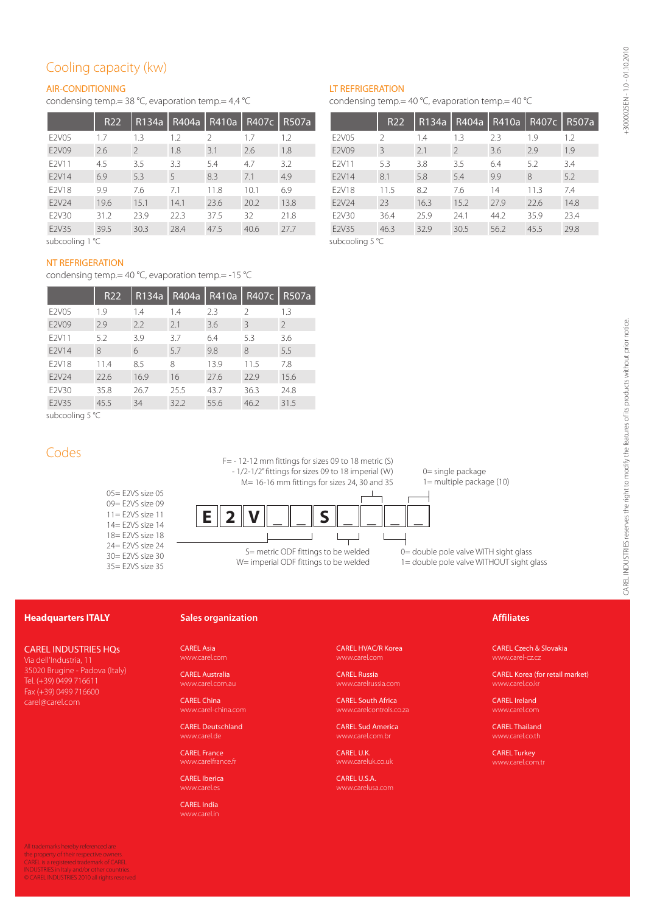## Cooling capacity (kw)

### AIR-CONDITIONING

condensing temp.= 38 °C, evaporation temp.= 4,4 °C

| | R22 | R134a | R404a | R410a | R407c | R507a |
|---|---|---|---|---|---|---|
| E2V05 | 1.7 | 1.3 | 1.2 | 2 | 1.7 | 1.2 |
| E2V09 | 2.6 | 2 | 1.8 | 3.1 | 2.6 | 1.8 |
| E2V11 | 4.5 | 3.5 | 3.3 | 5.4 | 4.7 | 3.2 |
| E2V14 | 6.9 | 5.3 | 5 | 8.3 | 7.1 | 4.9 |
| E2V18 | 9.9 | 7.6 | 7.1 | 11.8 | 10.1 | 6.9 |
| E2V24 | 19.6 | 15.1 | 14.1 | 23.6 | 20.2 | 13.8 |
| E2V30 | 31.2 | 23.9 | 22.3 | 37.5 | 32 | 21.8 |
| E2V35 | 39.5 | 30.3 | 28.4 | 47.5 | 40.6 | 27.7 |

subcooling 1 °C

### LT REFRIGERATION

condensing temp.= 40 °C, evaporation temp.= 40 °C

| | R22 | R134a | R404a | R410a | R407c | R507a |
|---|---|---|---|---|---|---|
| E2V05 | 2 | 1.4 | 1.3 | 2.3 | 1.9 | 1.2 |
| E2V09 | 3 | 2.1 | 2 | 3.6 | 2.9 | 1.9 |
| E2V11 | 5.3 | 3.8 | 3.5 | 6.4 | 5.2 | 3.4 |
| E2V14 | 8.1 | 5.8 | 5.4 | 9.9 | 8 | 5.2 |
| E2V18 | 11.5 | 8.2 | 7.6 | 14 | 11.3 | 7.4 |
| E2V24 | 23 | 16.3 | 15.2 | 27.9 | 22.6 | 14.8 |
| E2V30 | 36.4 | 25.9 | 24.1 | 44.2 | 35.9 | 23.4 |
| E2V35 | 46.3 | 32.9 | 30.5 | 56.2 | 45.5 | 29.8 |

subcooling 5 °C

### NT REFRIGERATION

condensing temp.= 40 °C, evaporation temp.= -15 °C

| | R22 | R134a | R404a | R410a | R407c | R507a |
|---|---|---|---|---|---|---|
| E2V05 | 1.9 | 1.4 | 1.4 | 2.3 | 2 | 1.3 |
| E2V09 | 2.9 | 2.2 | 2.1 | 3.6 | 3 | 2 |
| E2V11 | 5.2 | 3.9 | 3.7 | 6.4 | 5.3 | 3.6 |
| E2V14 | 8 | 6 | 5.7 | 9.8 | 8 | 5.5 |
| E2V18 | 11.4 | 8.5 | 8 | 13.9 | 11.5 | 7.8 |
| E2V24 | 22.6 | 16.9 | 16 | 27.6 | 22.9 | 15.6 |
| E2V30 | 35.8 | 26.7 | 25.5 | 43.7 | 36.3 | 24.8 |
| E2V35 | 45.5 | 34 | 32.2 | 55.6 | 46.2 | 31.5 |

subcooling 5 °C

## Codes

E 2 V _ _ S _ _ _ _

05= E2VS size 05
09= E2VS size 09
11= E2VS size 11
14= E2VS size 14
18= E2VS size 18
24= E2VS size 24
30= E2VS size 30
35= E2VS size 35

S= metric ODF fittings to be welded
W= imperial ODF fittings to be welded

F= - 12-12 mm fittings for sizes 09 to 18 metric (S)
- 1/2-1/2" fittings for sizes 09 to 18 imperial (W)
M= 16-16 mm fittings for sizes 24, 30 and 35

0= double pole valve WITH sight glass
1= double pole valve WITHOUT sight glass

0= single package
1= multiple package (10)

CAREL INDUSTRIES reserves the right to modify the features of its products without prior notice.

+3000025EN - 1.0 - 01.10.2010

**Headquarters ITALY**

CAREL INDUSTRIES HQs
Via dell'Industria, 11
35020 Brugine - Padova (Italy)
Tel. (+39) 0499 716611
Fax (+39) 0499 716600
carel@carel.com

**Sales organization**

CAREL Asia
www.carel.com

CAREL Australia
www.carel.com.au

CAREL China
www.carel-china.com

CAREL Deutschland
www.carel.de

CAREL France
www.carelfrance.fr

CAREL Iberica
www.carel.es

CAREL India
www.carel.in

CAREL HVAC/R Korea
www.carel.com

CAREL Russia
www.carelrussia.com

CAREL South Africa
www.carelcontrols.co.za

CAREL Sud America
www.carel.com.br

CAREL U.K.
www.careluk.co.uk

CAREL U.S.A.
www.carelusa.com

**Affiliates**

CAREL Czech & Slovakia
www.carel-cz.cz

CAREL Korea (for retail market)
www.carel.co.kr

CAREL Ireland
www.carel.com

CAREL Thailand
www.carel.co.th

CAREL Turkey
www.carel.com.tr

All trademarks hereby referenced are the property of their respective owners.
CAREL is a registered trademark of CAREL INDUSTRIES in Italy and/or other countries.
© CAREL INDUSTRIES 2010 all rights reserved